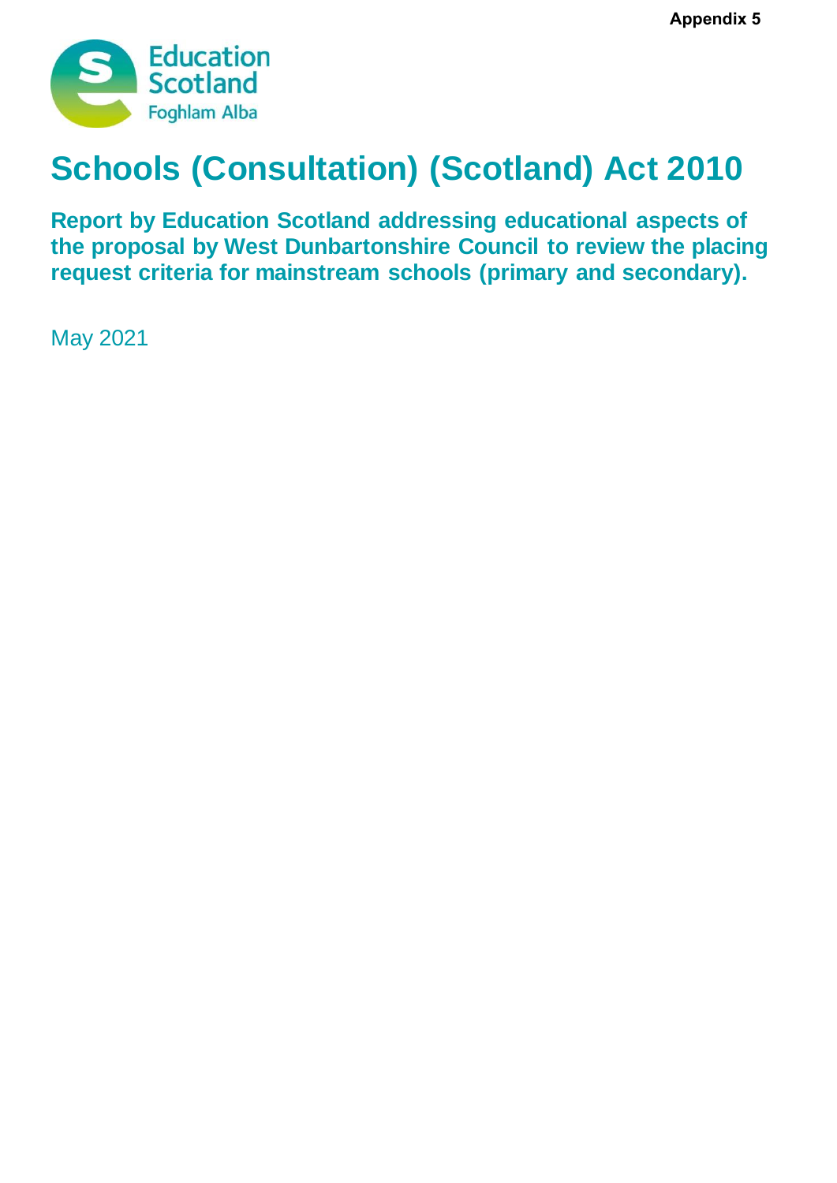Appendix 5

Education Scotland
Foghlam Alba

# Schools (Consultation) (Scotland) Act 2010

## Report by Education Scotland addressing educational aspects of the proposal by West Dunbartonshire Council to review the placing request criteria for mainstream schools (primary and secondary).

May 2021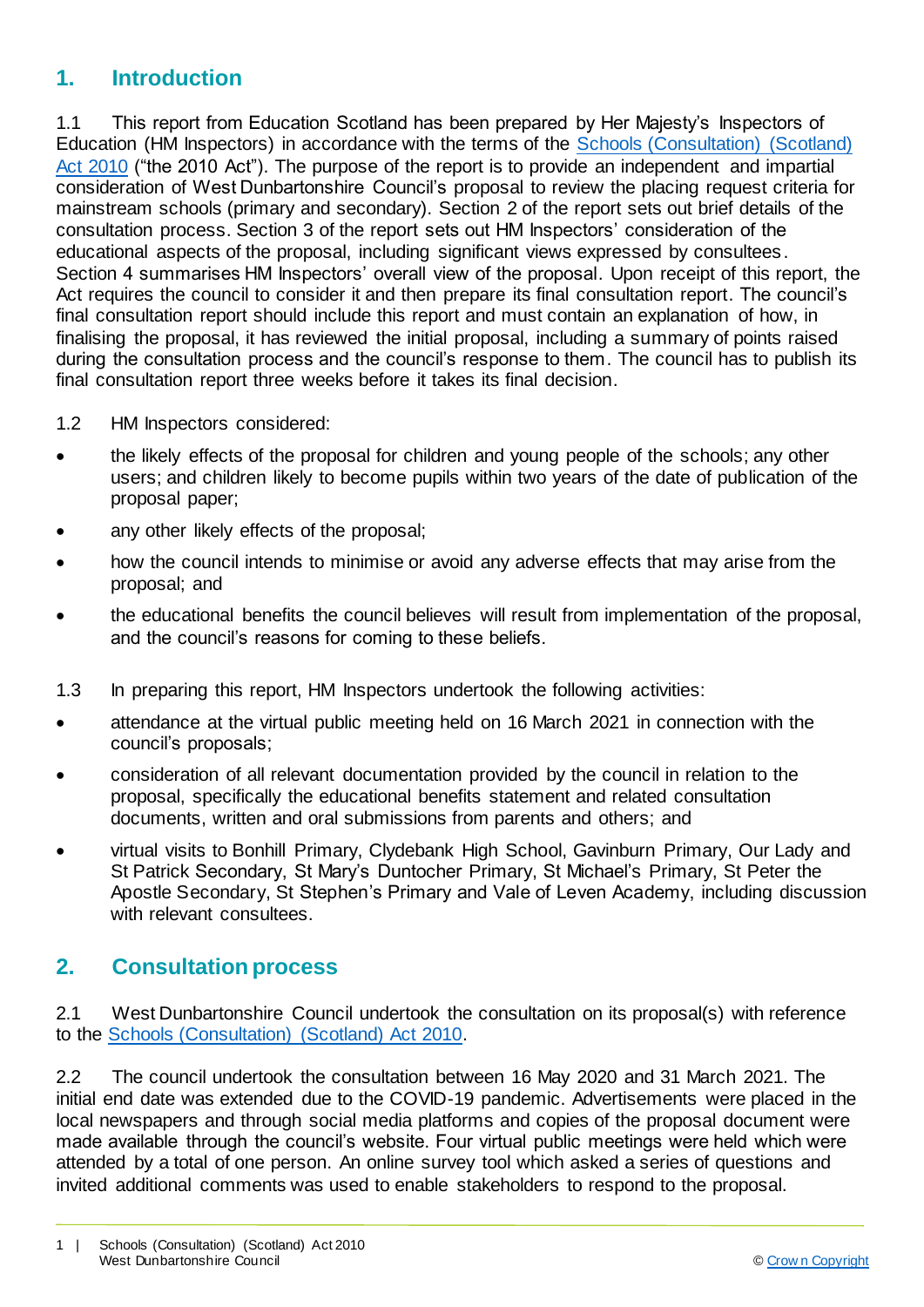## 1. Introduction

1.1 This report from Education Scotland has been prepared by Her Majesty's Inspectors of Education (HM Inspectors) in accordance with the terms of the [Schools (Consultation) (Scotland) Act 2010](#) ("the 2010 Act"). The purpose of the report is to provide an independent and impartial consideration of West Dunbartonshire Council's proposal to review the placing request criteria for mainstream schools (primary and secondary). Section 2 of the report sets out brief details of the consultation process. Section 3 of the report sets out HM Inspectors' consideration of the educational aspects of the proposal, including significant views expressed by consultees. Section 4 summarises HM Inspectors' overall view of the proposal. Upon receipt of this report, the Act requires the council to consider it and then prepare its final consultation report. The council's final consultation report should include this report and must contain an explanation of how, in finalising the proposal, it has reviewed the initial proposal, including a summary of points raised during the consultation process and the council's response to them. The council has to publish its final consultation report three weeks before it takes its final decision.

1.2 HM Inspectors considered:

- the likely effects of the proposal for children and young people of the schools; any other users; and children likely to become pupils within two years of the date of publication of the proposal paper;
- any other likely effects of the proposal;
- how the council intends to minimise or avoid any adverse effects that may arise from the proposal; and
- the educational benefits the council believes will result from implementation of the proposal, and the council's reasons for coming to these beliefs.

1.3 In preparing this report, HM Inspectors undertook the following activities:

- attendance at the virtual public meeting held on 16 March 2021 in connection with the council's proposals;
- consideration of all relevant documentation provided by the council in relation to the proposal, specifically the educational benefits statement and related consultation documents, written and oral submissions from parents and others; and
- virtual visits to Bonhill Primary, Clydebank High School, Gavinburn Primary, Our Lady and St Patrick Secondary, St Mary's Duntocher Primary, St Michael's Primary, St Peter the Apostle Secondary, St Stephen's Primary and Vale of Leven Academy, including discussion with relevant consultees.

## 2. Consultation process

2.1 West Dunbartonshire Council undertook the consultation on its proposal(s) with reference to the [Schools (Consultation) (Scotland) Act 2010](#).

2.2 The council undertook the consultation between 16 May 2020 and 31 March 2021. The initial end date was extended due to the COVID-19 pandemic. Advertisements were placed in the local newspapers and through social media platforms and copies of the proposal document were made available through the council's website. Four virtual public meetings were held which were attended by a total of one person. An online survey tool which asked a series of questions and invited additional comments was used to enable stakeholders to respond to the proposal.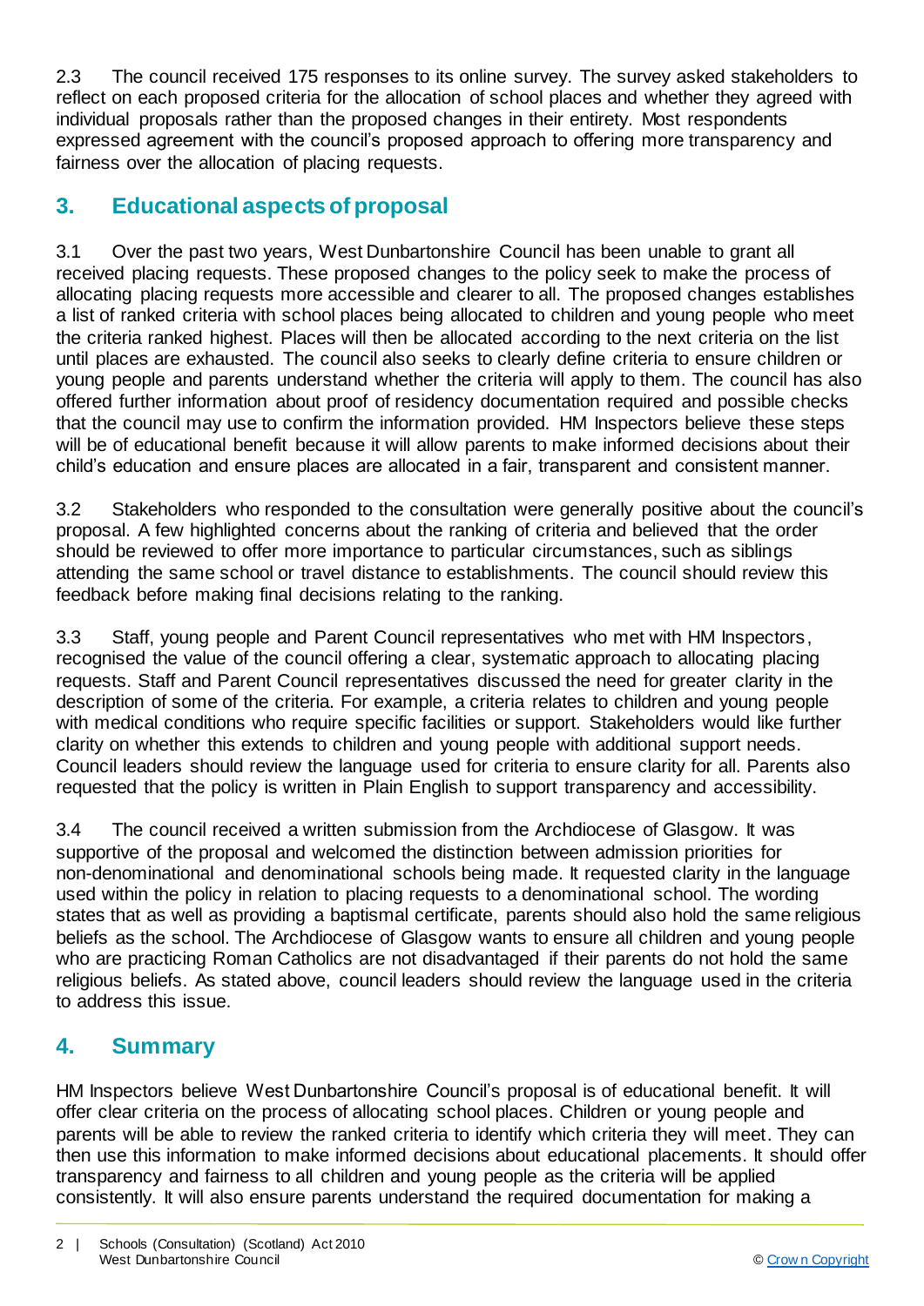2.3 The council received 175 responses to its online survey. The survey asked stakeholders to reflect on each proposed criteria for the allocation of school places and whether they agreed with individual proposals rather than the proposed changes in their entirety. Most respondents expressed agreement with the council's proposed approach to offering more transparency and fairness over the allocation of placing requests.

## 3. Educational aspects of proposal

3.1 Over the past two years, West Dunbartonshire Council has been unable to grant all received placing requests. These proposed changes to the policy seek to make the process of allocating placing requests more accessible and clearer to all. The proposed changes establishes a list of ranked criteria with school places being allocated to children and young people who meet the criteria ranked highest. Places will then be allocated according to the next criteria on the list until places are exhausted. The council also seeks to clearly define criteria to ensure children or young people and parents understand whether the criteria will apply to them. The council has also offered further information about proof of residency documentation required and possible checks that the council may use to confirm the information provided. HM Inspectors believe these steps will be of educational benefit because it will allow parents to make informed decisions about their child's education and ensure places are allocated in a fair, transparent and consistent manner.

3.2 Stakeholders who responded to the consultation were generally positive about the council's proposal. A few highlighted concerns about the ranking of criteria and believed that the order should be reviewed to offer more importance to particular circumstances, such as siblings attending the same school or travel distance to establishments. The council should review this feedback before making final decisions relating to the ranking.

3.3 Staff, young people and Parent Council representatives who met with HM Inspectors, recognised the value of the council offering a clear, systematic approach to allocating placing requests. Staff and Parent Council representatives discussed the need for greater clarity in the description of some of the criteria. For example, a criteria relates to children and young people with medical conditions who require specific facilities or support. Stakeholders would like further clarity on whether this extends to children and young people with additional support needs. Council leaders should review the language used for criteria to ensure clarity for all. Parents also requested that the policy is written in Plain English to support transparency and accessibility.

3.4 The council received a written submission from the Archdiocese of Glasgow. It was supportive of the proposal and welcomed the distinction between admission priorities for non-denominational and denominational schools being made. It requested clarity in the language used within the policy in relation to placing requests to a denominational school. The wording states that as well as providing a baptismal certificate, parents should also hold the same religious beliefs as the school. The Archdiocese of Glasgow wants to ensure all children and young people who are practicing Roman Catholics are not disadvantaged if their parents do not hold the same religious beliefs. As stated above, council leaders should review the language used in the criteria to address this issue.

## 4. Summary

HM Inspectors believe West Dunbartonshire Council's proposal is of educational benefit. It will offer clear criteria on the process of allocating school places. Children or young people and parents will be able to review the ranked criteria to identify which criteria they will meet. They can then use this information to make informed decisions about educational placements. It should offer transparency and fairness to all children and young people as the criteria will be applied consistently. It will also ensure parents understand the required documentation for making a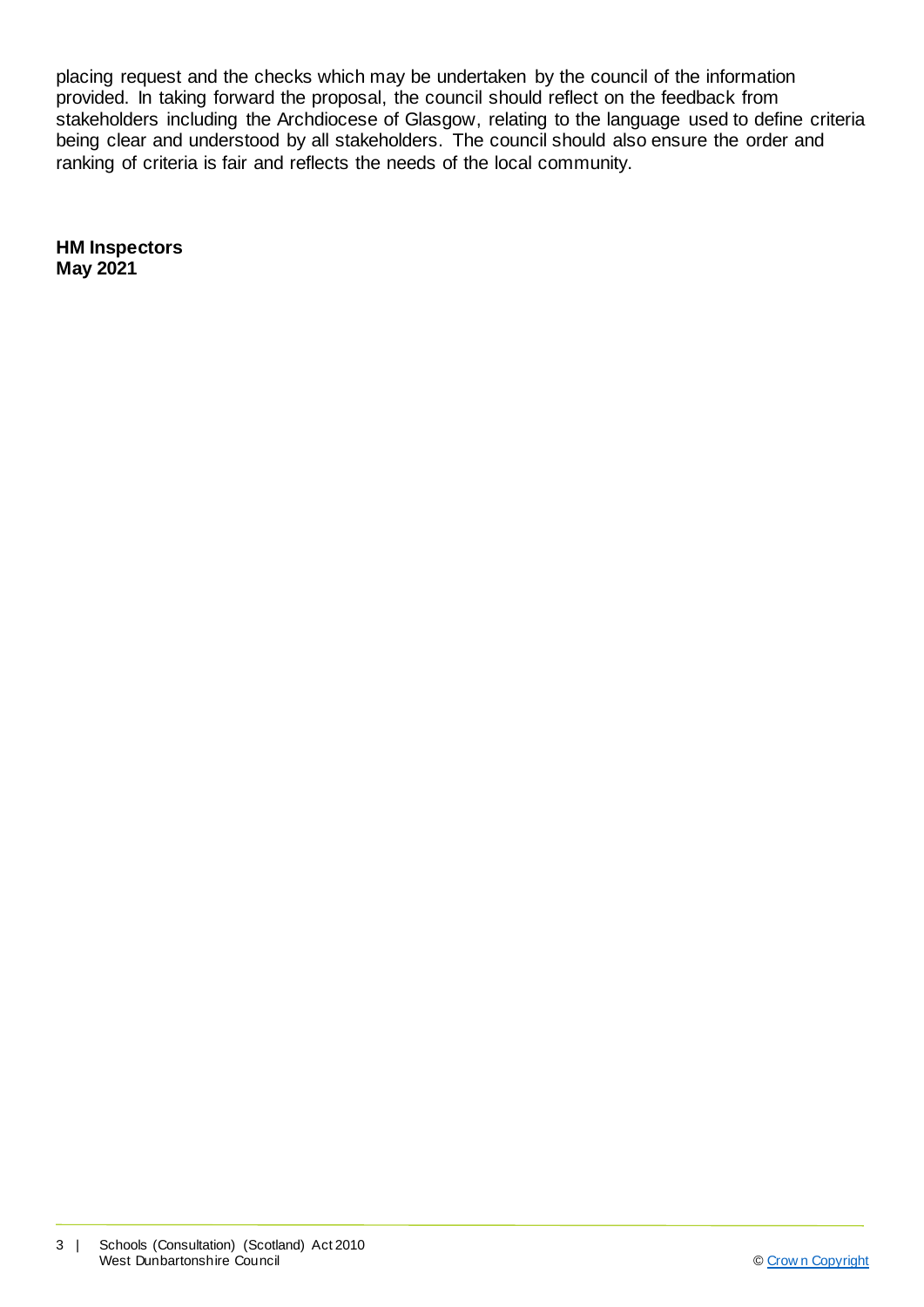placing request and the checks which may be undertaken by the council of the information provided. In taking forward the proposal, the council should reflect on the feedback from stakeholders including the Archdiocese of Glasgow, relating to the language used to define criteria being clear and understood by all stakeholders. The council should also ensure the order and ranking of criteria is fair and reflects the needs of the local community.

**HM Inspectors**
**May 2021**